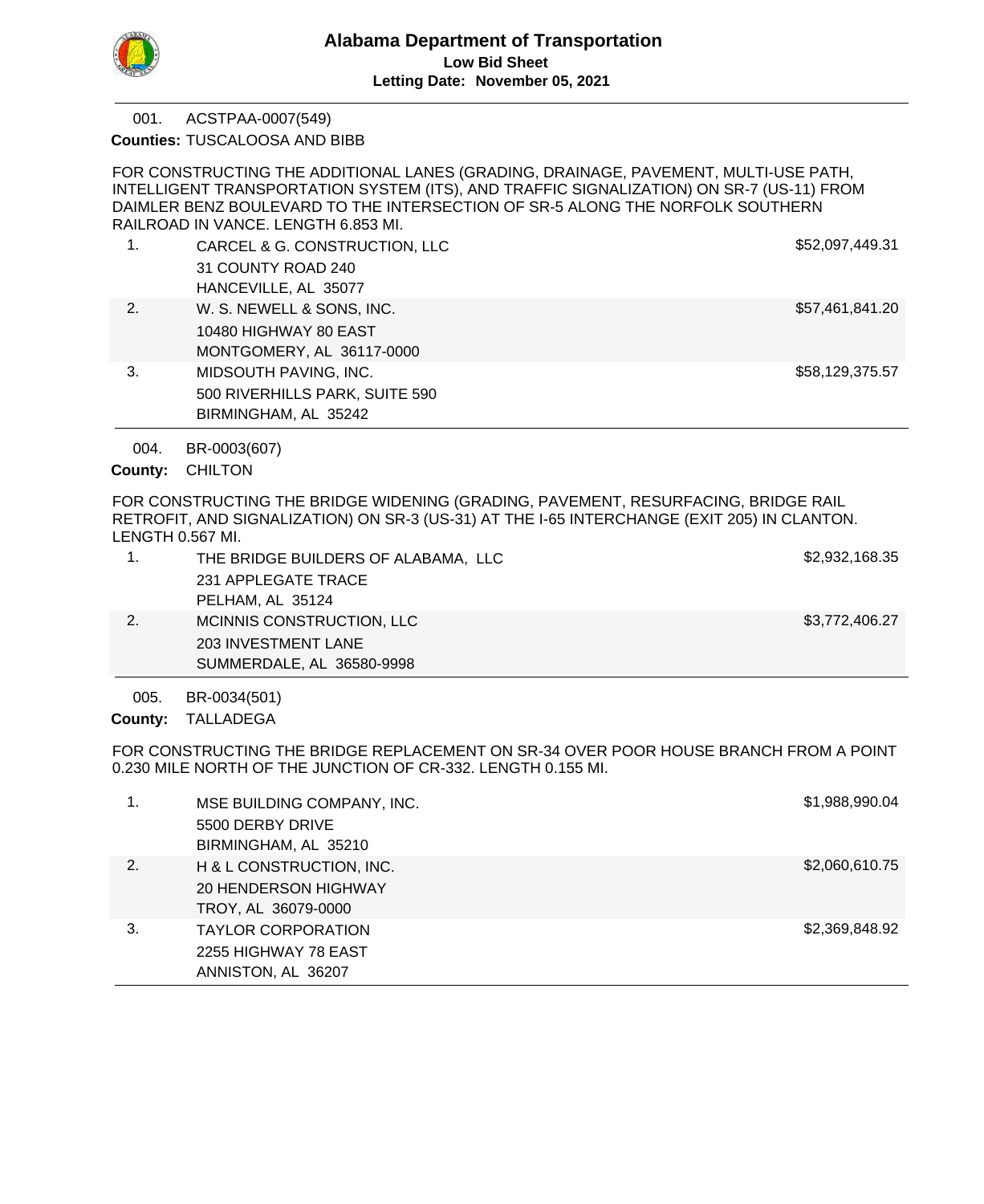# Alabama Department of Transportation

**Low Bid Sheet**

**Letting Date: November 05, 2021**

---

001. ACSTPAA-0007(549)

**Counties:** TUSCALOOSA AND BIBB

FOR CONSTRUCTING THE ADDITIONAL LANES (GRADING, DRAINAGE, PAVEMENT, MULTI-USE PATH, INTELLIGENT TRANSPORTATION SYSTEM (ITS), AND TRAFFIC SIGNALIZATION) ON SR-7 (US-11) FROM DAIMLER BENZ BOULEVARD TO THE INTERSECTION OF SR-5 ALONG THE NORFOLK SOUTHERN RAILROAD IN VANCE. LENGTH 6.853 MI.

| | Bidder | Amount |
|---|---|---|
| 1. | CARCEL & G. CONSTRUCTION, LLC<br>31 COUNTY ROAD 240<br>HANCEVILLE, AL 35077 | $52,097,449.31 |
| 2. | W. S. NEWELL & SONS, INC.<br>10480 HIGHWAY 80 EAST<br>MONTGOMERY, AL 36117-0000 | $57,461,841.20 |
| 3. | MIDSOUTH PAVING, INC.<br>500 RIVERHILLS PARK, SUITE 590<br>BIRMINGHAM, AL 35242 | $58,129,375.57 |

---

004. BR-0003(607)

**County:** CHILTON

FOR CONSTRUCTING THE BRIDGE WIDENING (GRADING, PAVEMENT, RESURFACING, BRIDGE RAIL RETROFIT, AND SIGNALIZATION) ON SR-3 (US-31) AT THE I-65 INTERCHANGE (EXIT 205) IN CLANTON. LENGTH 0.567 MI.

| | Bidder | Amount |
|---|---|---|
| 1. | THE BRIDGE BUILDERS OF ALABAMA, LLC<br>231 APPLEGATE TRACE<br>PELHAM, AL 35124 | $2,932,168.35 |
| 2. | MCINNIS CONSTRUCTION, LLC<br>203 INVESTMENT LANE<br>SUMMERDALE, AL 36580-9998 | $3,772,406.27 |

---

005. BR-0034(501)

**County:** TALLADEGA

FOR CONSTRUCTING THE BRIDGE REPLACEMENT ON SR-34 OVER POOR HOUSE BRANCH FROM A POINT 0.230 MILE NORTH OF THE JUNCTION OF CR-332. LENGTH 0.155 MI.

| | Bidder | Amount |
|---|---|---|
| 1. | MSE BUILDING COMPANY, INC.<br>5500 DERBY DRIVE<br>BIRMINGHAM, AL 35210 | $1,988,990.04 |
| 2. | H & L CONSTRUCTION, INC.<br>20 HENDERSON HIGHWAY<br>TROY, AL 36079-0000 | $2,060,610.75 |
| 3. | TAYLOR CORPORATION<br>2255 HIGHWAY 78 EAST<br>ANNISTON, AL 36207 | $2,369,848.92 |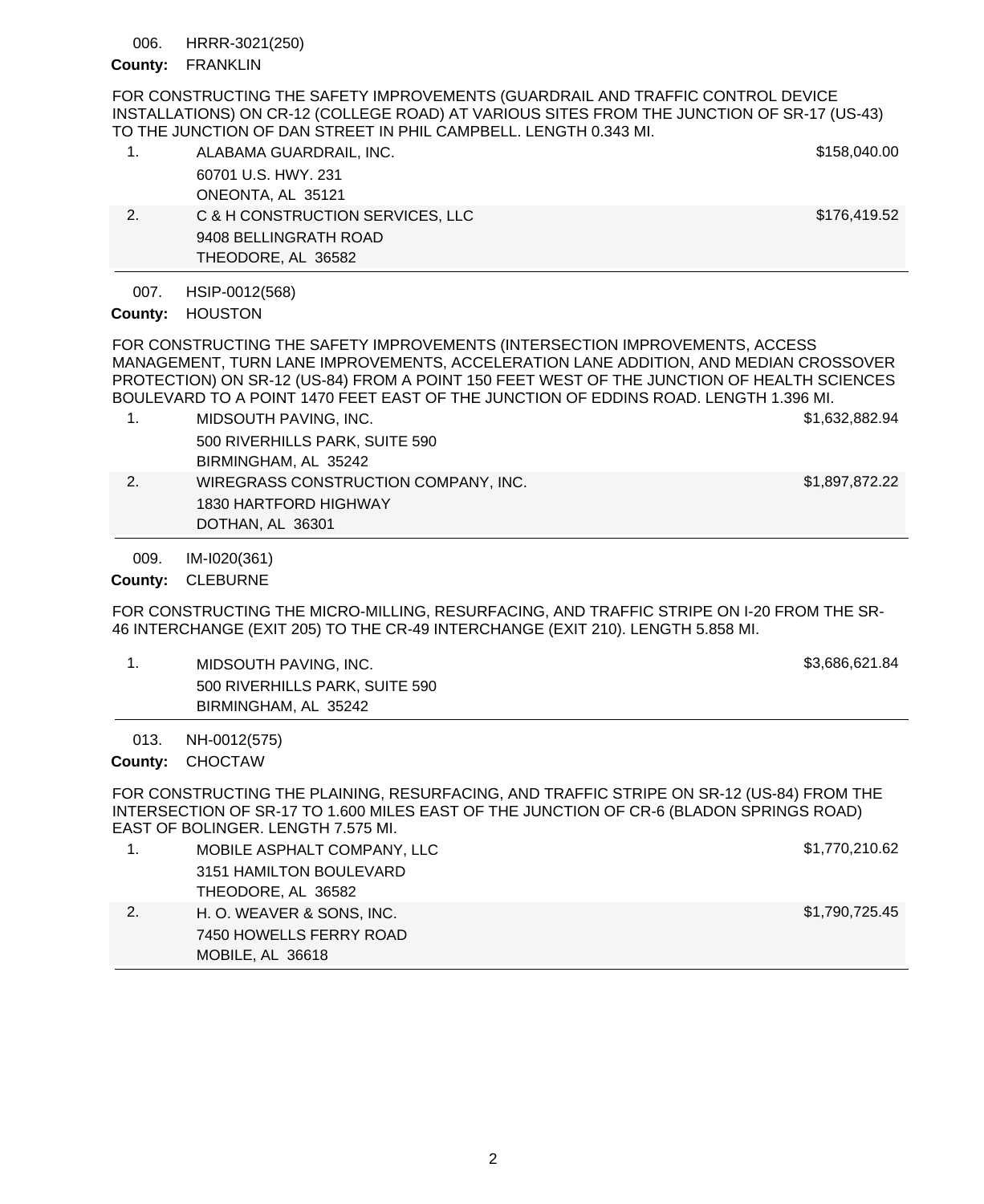006. HRRR-3021(250)

**County:** FRANKLIN

FOR CONSTRUCTING THE SAFETY IMPROVEMENTS (GUARDRAIL AND TRAFFIC CONTROL DEVICE INSTALLATIONS) ON CR-12 (COLLEGE ROAD) AT VARIOUS SITES FROM THE JUNCTION OF SR-17 (US-43) TO THE JUNCTION OF DAN STREET IN PHIL CAMPBELL. LENGTH 0.343 MI.

| | Bidder | Amount |
|---|---|---|
| 1. | ALABAMA GUARDRAIL, INC.<br>60701 U.S. HWY. 231<br>ONEONTA, AL 35121 | $158,040.00 |
| 2. | C & H CONSTRUCTION SERVICES, LLC<br>9408 BELLINGRATH ROAD<br>THEODORE, AL 36582 | $176,419.52 |

007. HSIP-0012(568)

**County:** HOUSTON

FOR CONSTRUCTING THE SAFETY IMPROVEMENTS (INTERSECTION IMPROVEMENTS, ACCESS MANAGEMENT, TURN LANE IMPROVEMENTS, ACCELERATION LANE ADDITION, AND MEDIAN CROSSOVER PROTECTION) ON SR-12 (US-84) FROM A POINT 150 FEET WEST OF THE JUNCTION OF HEALTH SCIENCES BOULEVARD TO A POINT 1470 FEET EAST OF THE JUNCTION OF EDDINS ROAD. LENGTH 1.396 MI.

| | Bidder | Amount |
|---|---|---|
| 1. | MIDSOUTH PAVING, INC.<br>500 RIVERHILLS PARK, SUITE 590<br>BIRMINGHAM, AL 35242 | $1,632,882.94 |
| 2. | WIREGRASS CONSTRUCTION COMPANY, INC.<br>1830 HARTFORD HIGHWAY<br>DOTHAN, AL 36301 | $1,897,872.22 |

009. IM-I020(361)

**County:** CLEBURNE

FOR CONSTRUCTING THE MICRO-MILLING, RESURFACING, AND TRAFFIC STRIPE ON I-20 FROM THE SR-46 INTERCHANGE (EXIT 205) TO THE CR-49 INTERCHANGE (EXIT 210). LENGTH 5.858 MI.

| | Bidder | Amount |
|---|---|---|
| 1. | MIDSOUTH PAVING, INC.<br>500 RIVERHILLS PARK, SUITE 590<br>BIRMINGHAM, AL 35242 | $3,686,621.84 |

013. NH-0012(575)

**County:** CHOCTAW

FOR CONSTRUCTING THE PLAINING, RESURFACING, AND TRAFFIC STRIPE ON SR-12 (US-84) FROM THE INTERSECTION OF SR-17 TO 1.600 MILES EAST OF THE JUNCTION OF CR-6 (BLADON SPRINGS ROAD) EAST OF BOLINGER. LENGTH 7.575 MI.

| | Bidder | Amount |
|---|---|---|
| 1. | MOBILE ASPHALT COMPANY, LLC<br>3151 HAMILTON BOULEVARD<br>THEODORE, AL 36582 | $1,770,210.62 |
| 2. | H. O. WEAVER & SONS, INC.<br>7450 HOWELLS FERRY ROAD<br>MOBILE, AL 36618 | $1,790,725.45 |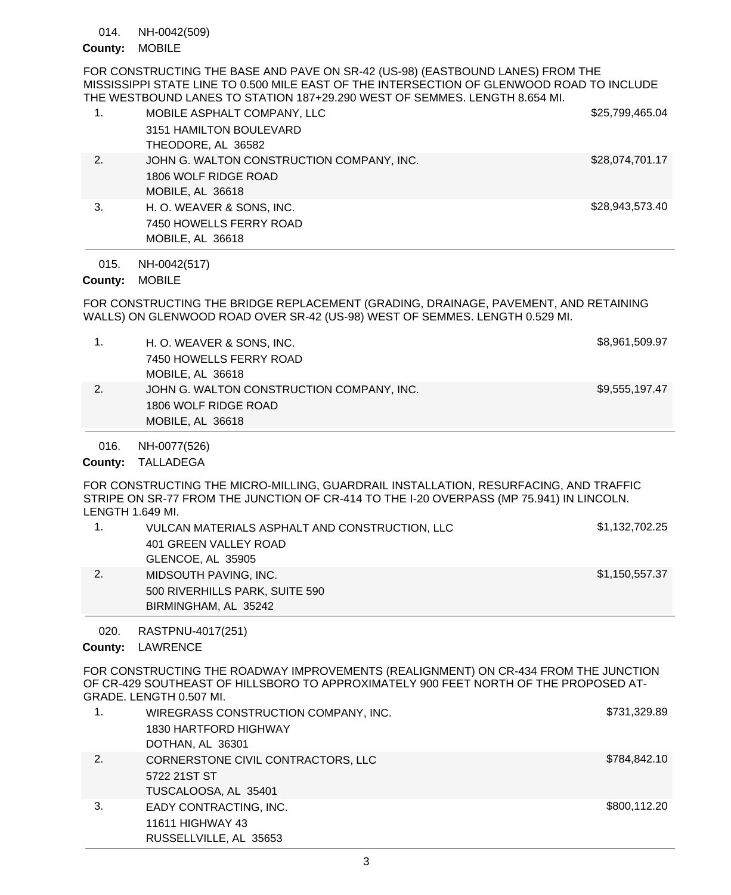014. NH-0042(509)

**County:** MOBILE

FOR CONSTRUCTING THE BASE AND PAVE ON SR-42 (US-98) (EASTBOUND LANES) FROM THE MISSISSIPPI STATE LINE TO 0.500 MILE EAST OF THE INTERSECTION OF GLENWOOD ROAD TO INCLUDE THE WESTBOUND LANES TO STATION 187+29.290 WEST OF SEMMES. LENGTH 8.654 MI.

| | Bidder | Amount |
|---|---|---|
| 1. | MOBILE ASPHALT COMPANY, LLC<br>3151 HAMILTON BOULEVARD<br>THEODORE, AL 36582 | $25,799,465.04 |
| 2. | JOHN G. WALTON CONSTRUCTION COMPANY, INC.<br>1806 WOLF RIDGE ROAD<br>MOBILE, AL 36618 | $28,074,701.17 |
| 3. | H. O. WEAVER & SONS, INC.<br>7450 HOWELLS FERRY ROAD<br>MOBILE, AL 36618 | $28,943,573.40 |

015. NH-0042(517)

**County:** MOBILE

FOR CONSTRUCTING THE BRIDGE REPLACEMENT (GRADING, DRAINAGE, PAVEMENT, AND RETAINING WALLS) ON GLENWOOD ROAD OVER SR-42 (US-98) WEST OF SEMMES. LENGTH 0.529 MI.

| | Bidder | Amount |
|---|---|---|
| 1. | H. O. WEAVER & SONS, INC.<br>7450 HOWELLS FERRY ROAD<br>MOBILE, AL 36618 | $8,961,509.97 |
| 2. | JOHN G. WALTON CONSTRUCTION COMPANY, INC.<br>1806 WOLF RIDGE ROAD<br>MOBILE, AL 36618 | $9,555,197.47 |

016. NH-0077(526)

**County:** TALLADEGA

FOR CONSTRUCTING THE MICRO-MILLING, GUARDRAIL INSTALLATION, RESURFACING, AND TRAFFIC STRIPE ON SR-77 FROM THE JUNCTION OF CR-414 TO THE I-20 OVERPASS (MP 75.941) IN LINCOLN. LENGTH 1.649 MI.

| | Bidder | Amount |
|---|---|---|
| 1. | VULCAN MATERIALS ASPHALT AND CONSTRUCTION, LLC<br>401 GREEN VALLEY ROAD<br>GLENCOE, AL 35905 | $1,132,702.25 |
| 2. | MIDSOUTH PAVING, INC.<br>500 RIVERHILLS PARK, SUITE 590<br>BIRMINGHAM, AL 35242 | $1,150,557.37 |

020. RASTPNU-4017(251)

**County:** LAWRENCE

FOR CONSTRUCTING THE ROADWAY IMPROVEMENTS (REALIGNMENT) ON CR-434 FROM THE JUNCTION OF CR-429 SOUTHEAST OF HILLSBORO TO APPROXIMATELY 900 FEET NORTH OF THE PROPOSED AT-GRADE. LENGTH 0.507 MI.

| | Bidder | Amount |
|---|---|---|
| 1. | WIREGRASS CONSTRUCTION COMPANY, INC.<br>1830 HARTFORD HIGHWAY<br>DOTHAN, AL 36301 | $731,329.89 |
| 2. | CORNERSTONE CIVIL CONTRACTORS, LLC<br>5722 21ST ST<br>TUSCALOOSA, AL 35401 | $784,842.10 |
| 3. | EADY CONTRACTING, INC.<br>11611 HIGHWAY 43<br>RUSSELLVILLE, AL 35653 | $800,112.20 |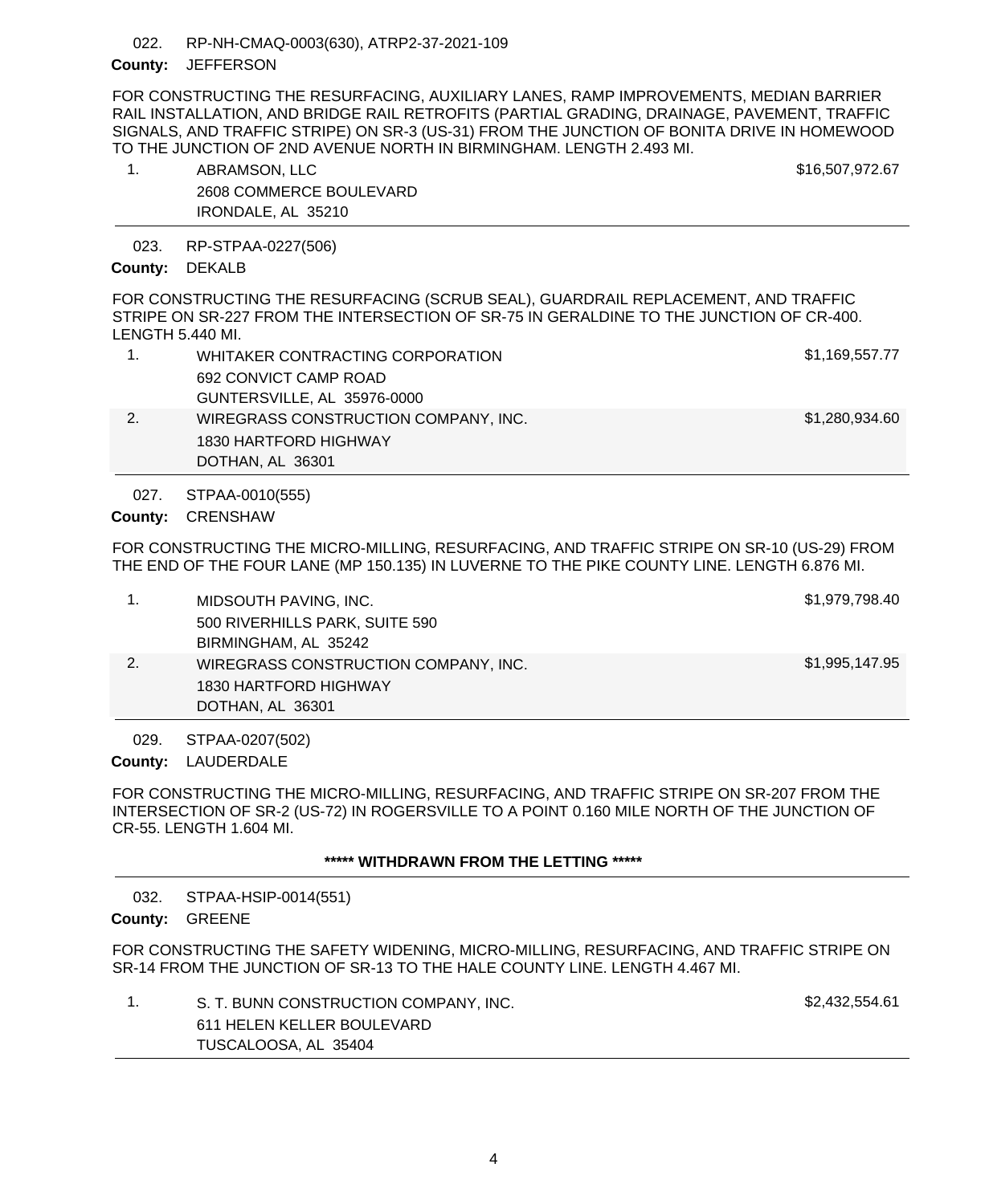022. RP-NH-CMAQ-0003(630), ATRP2-37-2021-109

**County:** JEFFERSON

FOR CONSTRUCTING THE RESURFACING, AUXILIARY LANES, RAMP IMPROVEMENTS, MEDIAN BARRIER RAIL INSTALLATION, AND BRIDGE RAIL RETROFITS (PARTIAL GRADING, DRAINAGE, PAVEMENT, TRAFFIC SIGNALS, AND TRAFFIC STRIPE) ON SR-3 (US-31) FROM THE JUNCTION OF BONITA DRIVE IN HOMEWOOD TO THE JUNCTION OF 2ND AVENUE NORTH IN BIRMINGHAM. LENGTH 2.493 MI.

| | Bidder | Amount |
|---|---|---|
| 1. | ABRAMSON, LLC<br>2608 COMMERCE BOULEVARD<br>IRONDALE, AL 35210 | $16,507,972.67 |

---

023. RP-STPAA-0227(506)

**County:** DEKALB

FOR CONSTRUCTING THE RESURFACING (SCRUB SEAL), GUARDRAIL REPLACEMENT, AND TRAFFIC STRIPE ON SR-227 FROM THE INTERSECTION OF SR-75 IN GERALDINE TO THE JUNCTION OF CR-400. LENGTH 5.440 MI.

| | Bidder | Amount |
|---|---|---|
| 1. | WHITAKER CONTRACTING CORPORATION<br>692 CONVICT CAMP ROAD<br>GUNTERSVILLE, AL 35976-0000 | $1,169,557.77 |
| 2. | WIREGRASS CONSTRUCTION COMPANY, INC.<br>1830 HARTFORD HIGHWAY<br>DOTHAN, AL 36301 | $1,280,934.60 |

---

027. STPAA-0010(555)

**County:** CRENSHAW

FOR CONSTRUCTING THE MICRO-MILLING, RESURFACING, AND TRAFFIC STRIPE ON SR-10 (US-29) FROM THE END OF THE FOUR LANE (MP 150.135) IN LUVERNE TO THE PIKE COUNTY LINE. LENGTH 6.876 MI.

| | Bidder | Amount |
|---|---|---|
| 1. | MIDSOUTH PAVING, INC.<br>500 RIVERHILLS PARK, SUITE 590<br>BIRMINGHAM, AL 35242 | $1,979,798.40 |
| 2. | WIREGRASS CONSTRUCTION COMPANY, INC.<br>1830 HARTFORD HIGHWAY<br>DOTHAN, AL 36301 | $1,995,147.95 |

---

029. STPAA-0207(502)

**County:** LAUDERDALE

FOR CONSTRUCTING THE MICRO-MILLING, RESURFACING, AND TRAFFIC STRIPE ON SR-207 FROM THE INTERSECTION OF SR-2 (US-72) IN ROGERSVILLE TO A POINT 0.160 MILE NORTH OF THE JUNCTION OF CR-55. LENGTH 1.604 MI.

**\*\*\*\*\* WITHDRAWN FROM THE LETTING \*\*\*\*\***

---

032. STPAA-HSIP-0014(551)

**County:** GREENE

FOR CONSTRUCTING THE SAFETY WIDENING, MICRO-MILLING, RESURFACING, AND TRAFFIC STRIPE ON SR-14 FROM THE JUNCTION OF SR-13 TO THE HALE COUNTY LINE. LENGTH 4.467 MI.

| | Bidder | Amount |
|---|---|---|
| 1. | S. T. BUNN CONSTRUCTION COMPANY, INC.<br>611 HELEN KELLER BOULEVARD<br>TUSCALOOSA, AL 35404 | $2,432,554.61 |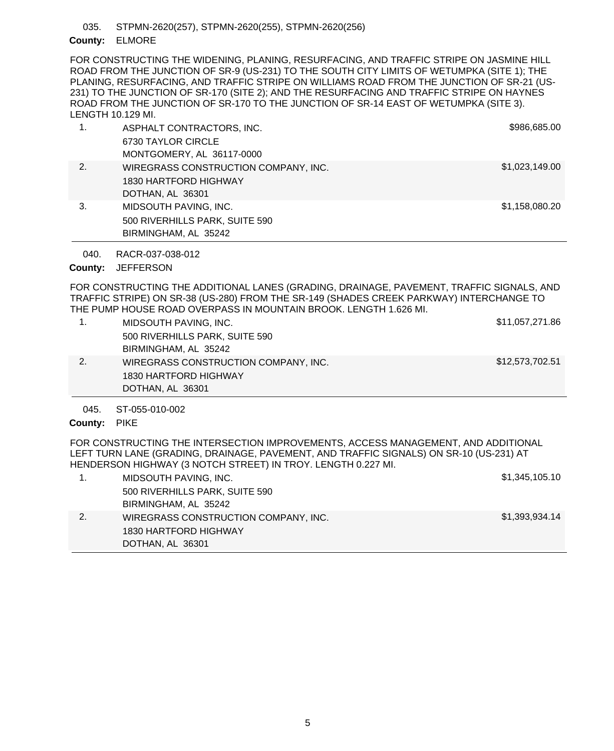035. STPMN-2620(257), STPMN-2620(255), STPMN-2620(256)

**County:** ELMORE

FOR CONSTRUCTING THE WIDENING, PLANING, RESURFACING, AND TRAFFIC STRIPE ON JASMINE HILL ROAD FROM THE JUNCTION OF SR-9 (US-231) TO THE SOUTH CITY LIMITS OF WETUMPKA (SITE 1); THE PLANING, RESURFACING, AND TRAFFIC STRIPE ON WILLIAMS ROAD FROM THE JUNCTION OF SR-21 (US-231) TO THE JUNCTION OF SR-170 (SITE 2); AND THE RESURFACING AND TRAFFIC STRIPE ON HAYNES ROAD FROM THE JUNCTION OF SR-170 TO THE JUNCTION OF SR-14 EAST OF WETUMPKA (SITE 3). LENGTH 10.129 MI.

| | | |
|---|---|---|
| 1. | ASPHALT CONTRACTORS, INC.<br>6730 TAYLOR CIRCLE<br>MONTGOMERY, AL 36117-0000 | $986,685.00 |
| 2. | WIREGRASS CONSTRUCTION COMPANY, INC.<br>1830 HARTFORD HIGHWAY<br>DOTHAN, AL 36301 | $1,023,149.00 |
| 3. | MIDSOUTH PAVING, INC.<br>500 RIVERHILLS PARK, SUITE 590<br>BIRMINGHAM, AL 35242 | $1,158,080.20 |

040. RACR-037-038-012

**County:** JEFFERSON

FOR CONSTRUCTING THE ADDITIONAL LANES (GRADING, DRAINAGE, PAVEMENT, TRAFFIC SIGNALS, AND TRAFFIC STRIPE) ON SR-38 (US-280) FROM THE SR-149 (SHADES CREEK PARKWAY) INTERCHANGE TO THE PUMP HOUSE ROAD OVERPASS IN MOUNTAIN BROOK. LENGTH 1.626 MI.

| | | |
|---|---|---|
| 1. | MIDSOUTH PAVING, INC.<br>500 RIVERHILLS PARK, SUITE 590<br>BIRMINGHAM, AL 35242 | $11,057,271.86 |
| 2. | WIREGRASS CONSTRUCTION COMPANY, INC.<br>1830 HARTFORD HIGHWAY<br>DOTHAN, AL 36301 | $12,573,702.51 |

045. ST-055-010-002

**County:** PIKE

FOR CONSTRUCTING THE INTERSECTION IMPROVEMENTS, ACCESS MANAGEMENT, AND ADDITIONAL LEFT TURN LANE (GRADING, DRAINAGE, PAVEMENT, AND TRAFFIC SIGNALS) ON SR-10 (US-231) AT HENDERSON HIGHWAY (3 NOTCH STREET) IN TROY. LENGTH 0.227 MI.

| | | |
|---|---|---|
| 1. | MIDSOUTH PAVING, INC.<br>500 RIVERHILLS PARK, SUITE 590<br>BIRMINGHAM, AL 35242 | $1,345,105.10 |
| 2. | WIREGRASS CONSTRUCTION COMPANY, INC.<br>1830 HARTFORD HIGHWAY<br>DOTHAN, AL 36301 | $1,393,934.14 |